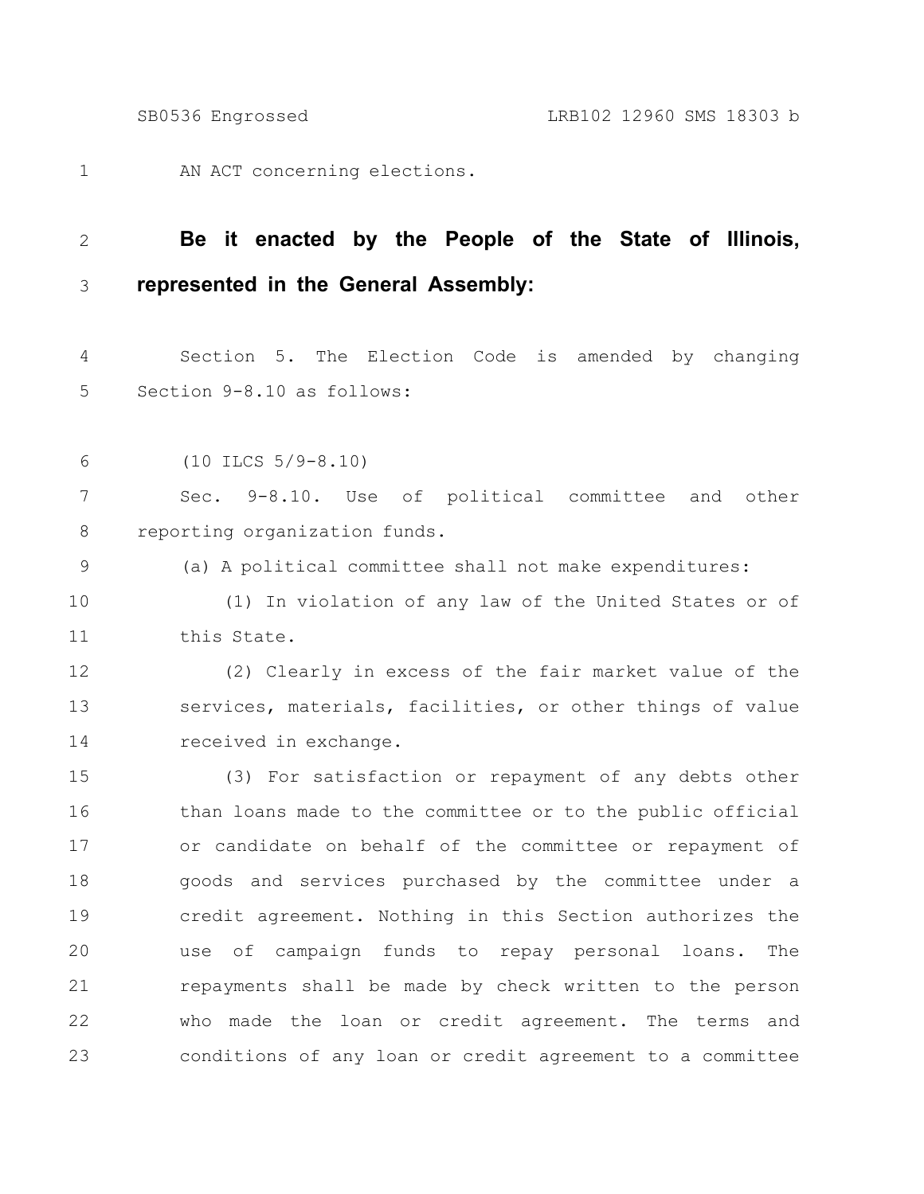AN ACT concerning elections.

**Be it enacted by the People of the State of Illinois, represented in the General Assembly:**

Section 5. The Election Code is amended by changing Section 9-8.10 as follows:

(10 ILCS 5/9-8.10)

Sec. 9-8.10. Use of political committee and other reporting organization funds.

(a) A political committee shall not make expenditures:

(1) In violation of any law of the United States or of this State.

(2) Clearly in excess of the fair market value of the services, materials, facilities, or other things of value received in exchange.

(3) For satisfaction or repayment of any debts other than loans made to the committee or to the public official or candidate on behalf of the committee or repayment of goods and services purchased by the committee under a credit agreement. Nothing in this Section authorizes the use of campaign funds to repay personal loans. The repayments shall be made by check written to the person who made the loan or credit agreement. The terms and conditions of any loan or credit agreement to a committee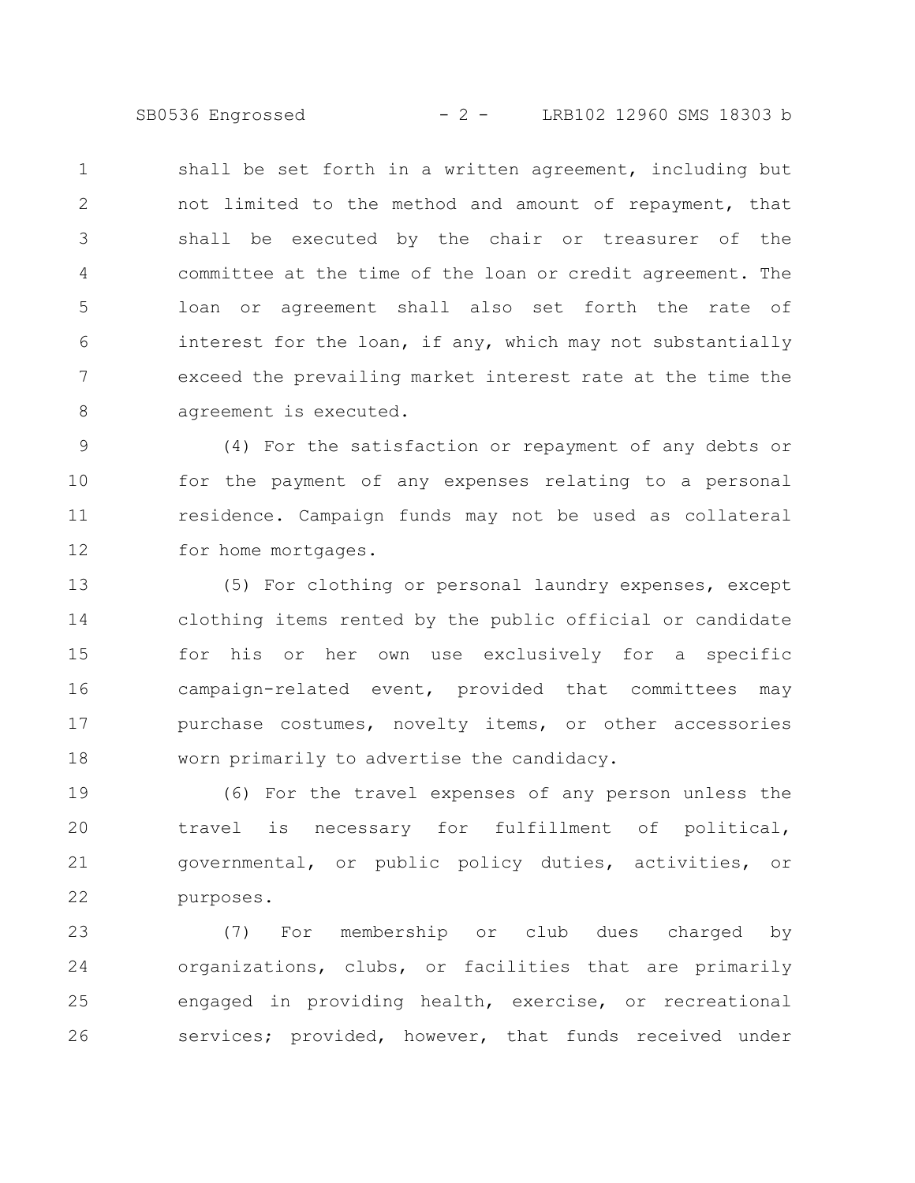shall be set forth in a written agreement, including but not limited to the method and amount of repayment, that shall be executed by the chair or treasurer of the committee at the time of the loan or credit agreement. The loan or agreement shall also set forth the rate of interest for the loan, if any, which may not substantially exceed the prevailing market interest rate at the time the agreement is executed.

(4) For the satisfaction or repayment of any debts or for the payment of any expenses relating to a personal residence. Campaign funds may not be used as collateral for home mortgages.

(5) For clothing or personal laundry expenses, except clothing items rented by the public official or candidate for his or her own use exclusively for a specific campaign-related event, provided that committees may purchase costumes, novelty items, or other accessories worn primarily to advertise the candidacy.

(6) For the travel expenses of any person unless the travel is necessary for fulfillment of political, governmental, or public policy duties, activities, or purposes.

(7) For membership or club dues charged by organizations, clubs, or facilities that are primarily engaged in providing health, exercise, or recreational services; provided, however, that funds received under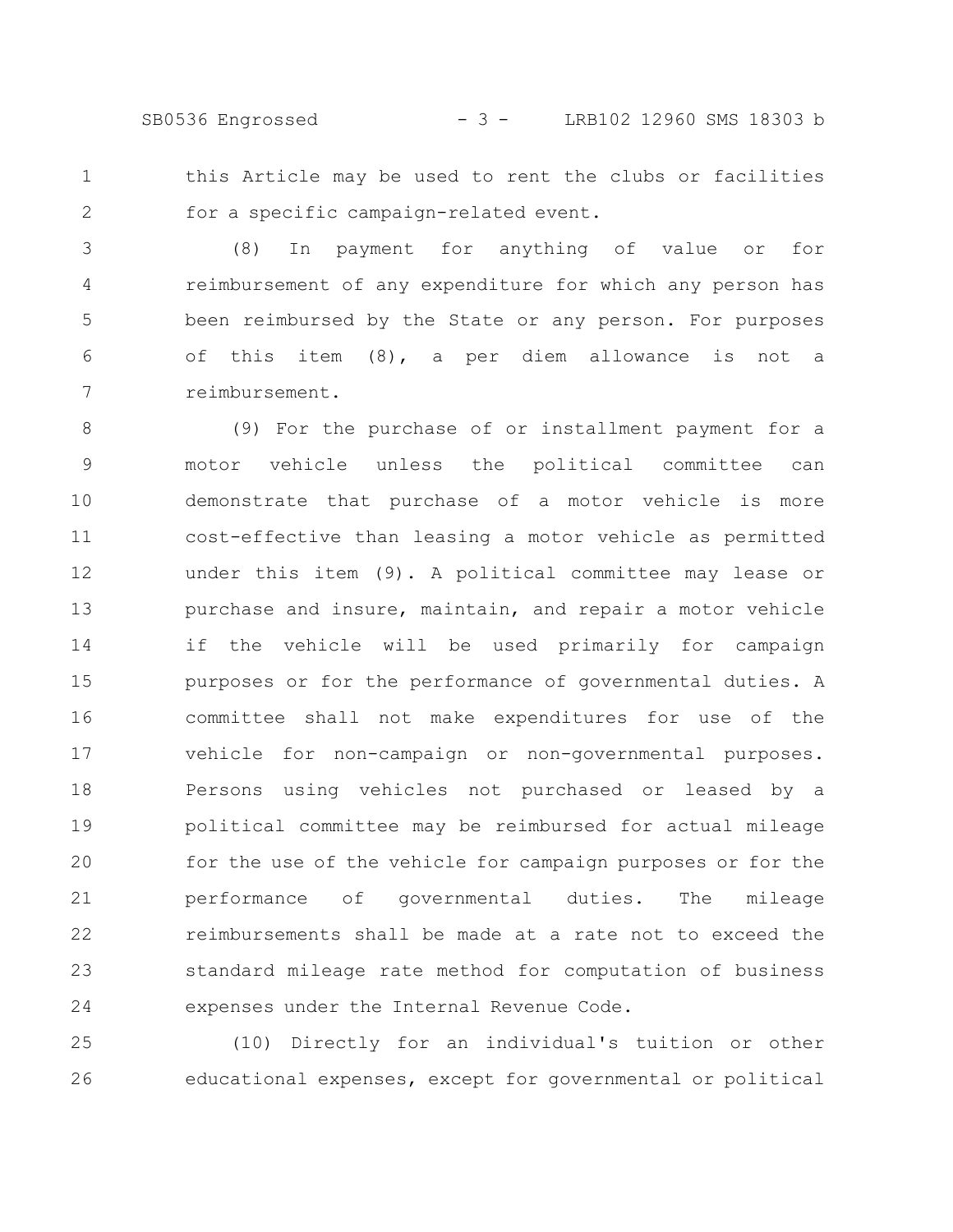this Article may be used to rent the clubs or facilities for a specific campaign-related event.

(8) In payment for anything of value or for reimbursement of any expenditure for which any person has been reimbursed by the State or any person. For purposes of this item (8), a per diem allowance is not a reimbursement.

(9) For the purchase of or installment payment for a motor vehicle unless the political committee can demonstrate that purchase of a motor vehicle is more cost-effective than leasing a motor vehicle as permitted under this item (9). A political committee may lease or purchase and insure, maintain, and repair a motor vehicle if the vehicle will be used primarily for campaign purposes or for the performance of governmental duties. A committee shall not make expenditures for use of the vehicle for non-campaign or non-governmental purposes. Persons using vehicles not purchased or leased by a political committee may be reimbursed for actual mileage for the use of the vehicle for campaign purposes or for the performance of governmental duties. The mileage reimbursements shall be made at a rate not to exceed the standard mileage rate method for computation of business expenses under the Internal Revenue Code.

(10) Directly for an individual's tuition or other educational expenses, except for governmental or political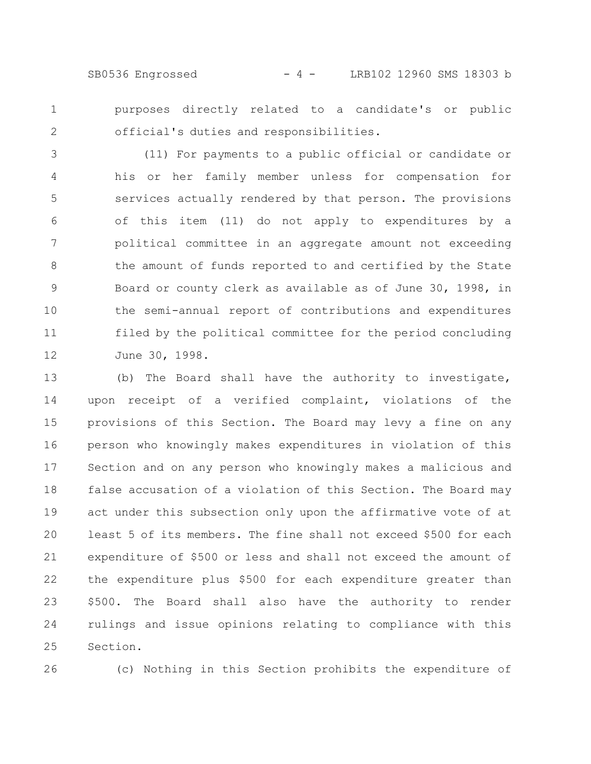purposes directly related to a candidate's or public official's duties and responsibilities.

(11) For payments to a public official or candidate or his or her family member unless for compensation for services actually rendered by that person. The provisions of this item (11) do not apply to expenditures by a political committee in an aggregate amount not exceeding the amount of funds reported to and certified by the State Board or county clerk as available as of June 30, 1998, in the semi-annual report of contributions and expenditures filed by the political committee for the period concluding June 30, 1998.

(b) The Board shall have the authority to investigate, upon receipt of a verified complaint, violations of the provisions of this Section. The Board may levy a fine on any person who knowingly makes expenditures in violation of this Section and on any person who knowingly makes a malicious and false accusation of a violation of this Section. The Board may act under this subsection only upon the affirmative vote of at least 5 of its members. The fine shall not exceed $500 for each expenditure of $500 or less and shall not exceed the amount of the expenditure plus $500 for each expenditure greater than $500. The Board shall also have the authority to render rulings and issue opinions relating to compliance with this Section.

(c) Nothing in this Section prohibits the expenditure of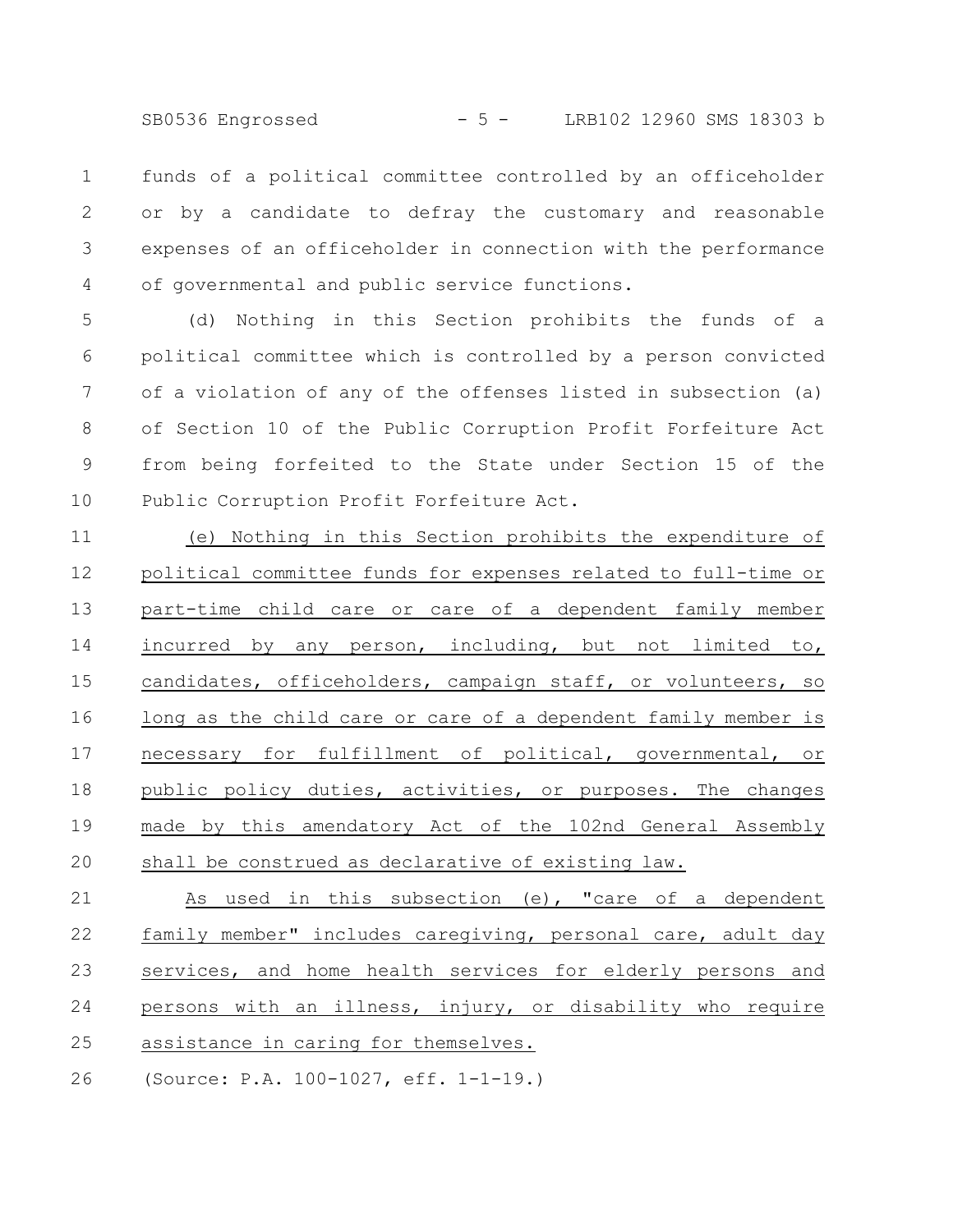funds of a political committee controlled by an officeholder or by a candidate to defray the customary and reasonable expenses of an officeholder in connection with the performance of governmental and public service functions.

(d) Nothing in this Section prohibits the funds of a political committee which is controlled by a person convicted of a violation of any of the offenses listed in subsection (a) of Section 10 of the Public Corruption Profit Forfeiture Act from being forfeited to the State under Section 15 of the Public Corruption Profit Forfeiture Act.

<u>(e) Nothing in this Section prohibits the expenditure of political committee funds for expenses related to full-time or part-time child care or care of a dependent family member incurred by any person, including, but not limited to, candidates, officeholders, campaign staff, or volunteers, so long as the child care or care of a dependent family member is necessary for fulfillment of political, governmental, or public policy duties, activities, or purposes. The changes made by this amendatory Act of the 102nd General Assembly shall be construed as declarative of existing law.</u>

<u>As used in this subsection (e), "care of a dependent family member" includes caregiving, personal care, adult day services, and home health services for elderly persons and persons with an illness, injury, or disability who require assistance in caring for themselves.</u>

(Source: P.A. 100-1027, eff. 1-1-19.)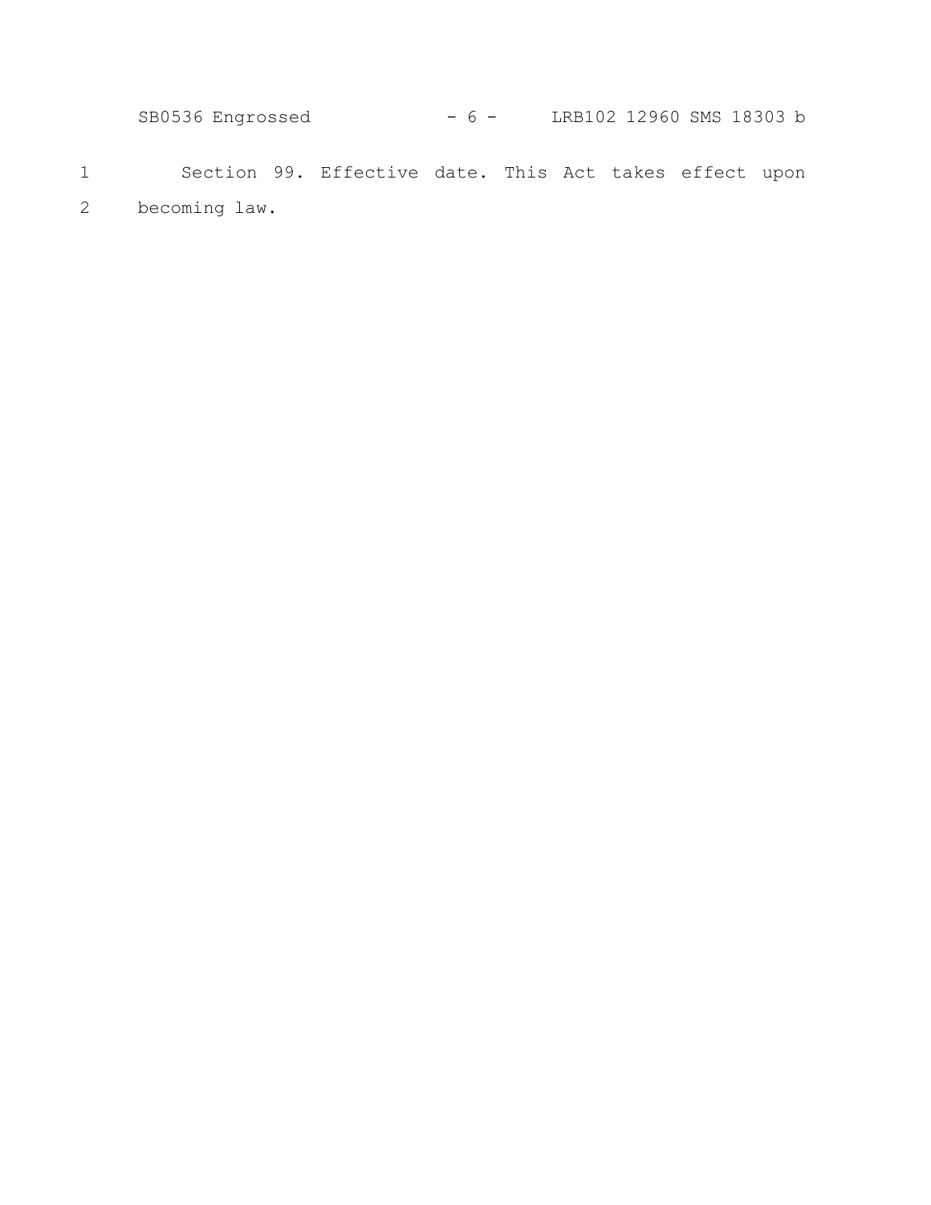Section 99. Effective date. This Act takes effect upon becoming law.